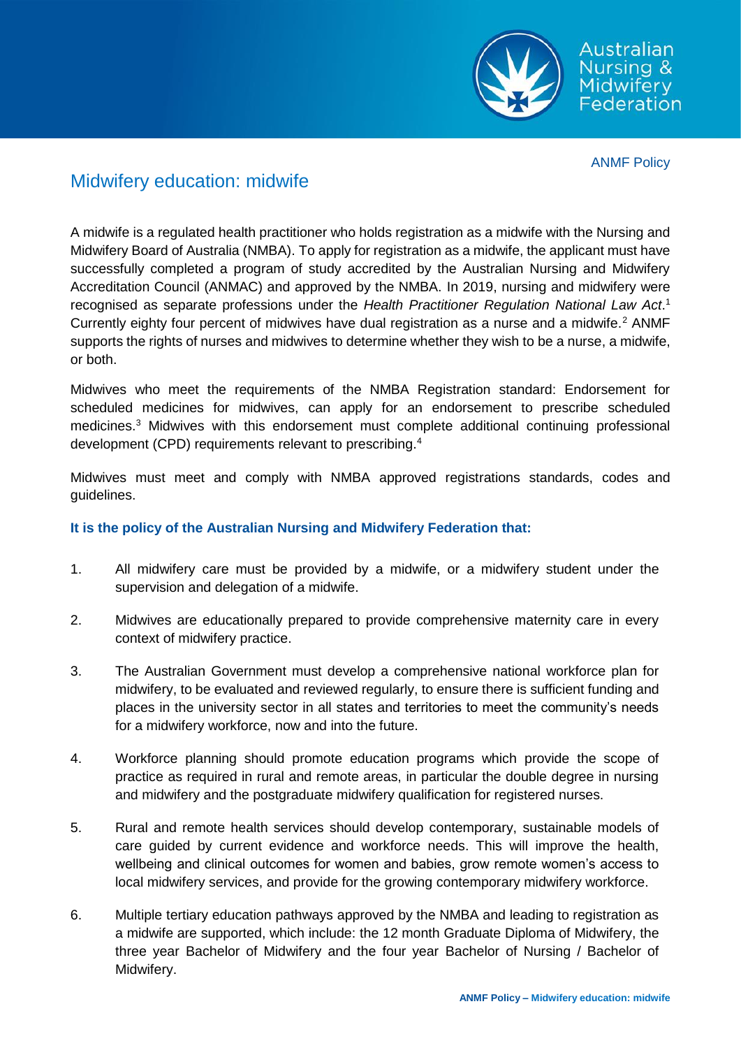ANMF Policy

# Midwifery education: midwife

A midwife is a regulated health practitioner who holds registration as a midwife with the Nursing and Midwifery Board of Australia (NMBA). To apply for registration as a midwife, the applicant must have successfully completed a program of study accredited by the Australian Nursing and Midwifery Accreditation Council (ANMAC) and approved by the NMBA. In 2019, nursing and midwifery were recognised as separate professions under the *Health Practitioner Regulation National Law Act*.[1] Currently eighty four percent of midwives have dual registration as a nurse and a midwife.[2] ANMF supports the rights of nurses and midwives to determine whether they wish to be a nurse, a midwife, or both.

Midwives who meet the requirements of the NMBA Registration standard: Endorsement for scheduled medicines for midwives, can apply for an endorsement to prescribe scheduled medicines.[3] Midwives with this endorsement must complete additional continuing professional development (CPD) requirements relevant to prescribing.[4]

Midwives must meet and comply with NMBA approved registrations standards, codes and guidelines.

**It is the policy of the Australian Nursing and Midwifery Federation that:**

1. All midwifery care must be provided by a midwife, or a midwifery student under the supervision and delegation of a midwife.
2. Midwives are educationally prepared to provide comprehensive maternity care in every context of midwifery practice.
3. The Australian Government must develop a comprehensive national workforce plan for midwifery, to be evaluated and reviewed regularly, to ensure there is sufficient funding and places in the university sector in all states and territories to meet the community's needs for a midwifery workforce, now and into the future.
4. Workforce planning should promote education programs which provide the scope of practice as required in rural and remote areas, in particular the double degree in nursing and midwifery and the postgraduate midwifery qualification for registered nurses.
5. Rural and remote health services should develop contemporary, sustainable models of care guided by current evidence and workforce needs. This will improve the health, wellbeing and clinical outcomes for women and babies, grow remote women's access to local midwifery services, and provide for the growing contemporary midwifery workforce.
6. Multiple tertiary education pathways approved by the NMBA and leading to registration as a midwife are supported, which include: the 12 month Graduate Diploma of Midwifery, the three year Bachelor of Midwifery and the four year Bachelor of Nursing / Bachelor of Midwifery.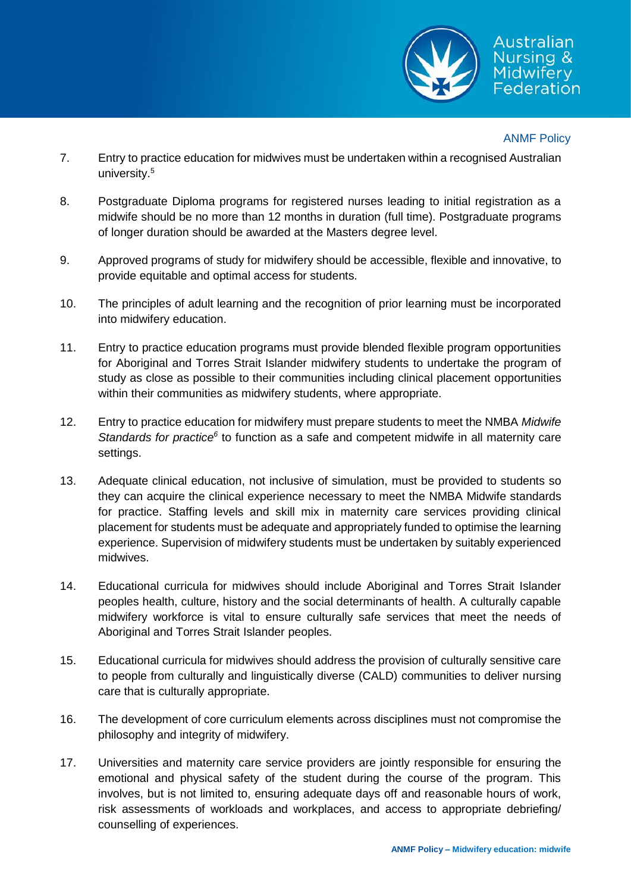7. Entry to practice education for midwives must be undertaken within a recognised Australian university.[5]

8. Postgraduate Diploma programs for registered nurses leading to initial registration as a midwife should be no more than 12 months in duration (full time). Postgraduate programs of longer duration should be awarded at the Masters degree level.

9. Approved programs of study for midwifery should be accessible, flexible and innovative, to provide equitable and optimal access for students.

10. The principles of adult learning and the recognition of prior learning must be incorporated into midwifery education.

11. Entry to practice education programs must provide blended flexible program opportunities for Aboriginal and Torres Strait Islander midwifery students to undertake the program of study as close as possible to their communities including clinical placement opportunities within their communities as midwifery students, where appropriate.

12. Entry to practice education for midwifery must prepare students to meet the NMBA *Midwife Standards for practice*[6] to function as a safe and competent midwife in all maternity care settings.

13. Adequate clinical education, not inclusive of simulation, must be provided to students so they can acquire the clinical experience necessary to meet the NMBA Midwife standards for practice. Staffing levels and skill mix in maternity care services providing clinical placement for students must be adequate and appropriately funded to optimise the learning experience. Supervision of midwifery students must be undertaken by suitably experienced midwives.

14. Educational curricula for midwives should include Aboriginal and Torres Strait Islander peoples health, culture, history and the social determinants of health. A culturally capable midwifery workforce is vital to ensure culturally safe services that meet the needs of Aboriginal and Torres Strait Islander peoples.

15. Educational curricula for midwives should address the provision of culturally sensitive care to people from culturally and linguistically diverse (CALD) communities to deliver nursing care that is culturally appropriate.

16. The development of core curriculum elements across disciplines must not compromise the philosophy and integrity of midwifery.

17. Universities and maternity care service providers are jointly responsible for ensuring the emotional and physical safety of the student during the course of the program. This involves, but is not limited to, ensuring adequate days off and reasonable hours of work, risk assessments of workloads and workplaces, and access to appropriate debriefing/ counselling of experiences.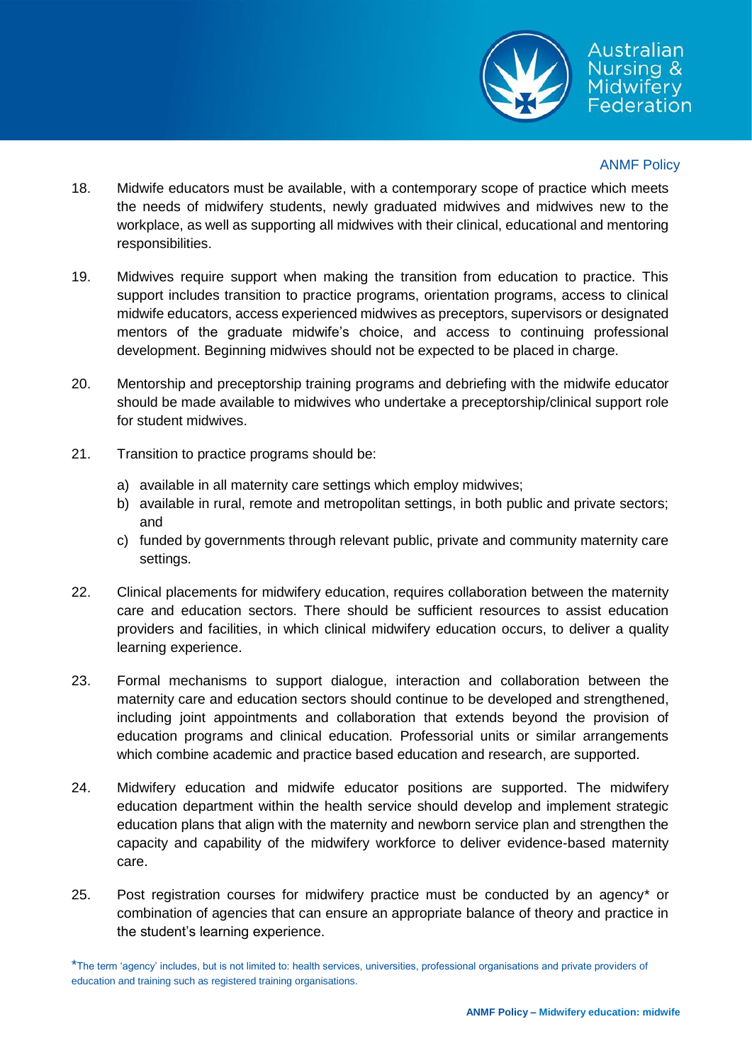18. Midwife educators must be available, with a contemporary scope of practice which meets the needs of midwifery students, newly graduated midwives and midwives new to the workplace, as well as supporting all midwives with their clinical, educational and mentoring responsibilities.

19. Midwives require support when making the transition from education to practice. This support includes transition to practice programs, orientation programs, access to clinical midwife educators, access experienced midwives as preceptors, supervisors or designated mentors of the graduate midwife's choice, and access to continuing professional development. Beginning midwives should not be expected to be placed in charge.

20. Mentorship and preceptorship training programs and debriefing with the midwife educator should be made available to midwives who undertake a preceptorship/clinical support role for student midwives.

21. Transition to practice programs should be:

    a) available in all maternity care settings which employ midwives;
    b) available in rural, remote and metropolitan settings, in both public and private sectors; and
    c) funded by governments through relevant public, private and community maternity care settings.

22. Clinical placements for midwifery education, requires collaboration between the maternity care and education sectors. There should be sufficient resources to assist education providers and facilities, in which clinical midwifery education occurs, to deliver a quality learning experience.

23. Formal mechanisms to support dialogue, interaction and collaboration between the maternity care and education sectors should continue to be developed and strengthened, including joint appointments and collaboration that extends beyond the provision of education programs and clinical education. Professorial units or similar arrangements which combine academic and practice based education and research, are supported.

24. Midwifery education and midwife educator positions are supported. The midwifery education department within the health service should develop and implement strategic education plans that align with the maternity and newborn service plan and strengthen the capacity and capability of the midwifery workforce to deliver evidence-based maternity care.

25. Post registration courses for midwifery practice must be conducted by an agency* or combination of agencies that can ensure an appropriate balance of theory and practice in the student's learning experience.

*The term 'agency' includes, but is not limited to: health services, universities, professional organisations and private providers of education and training such as registered training organisations.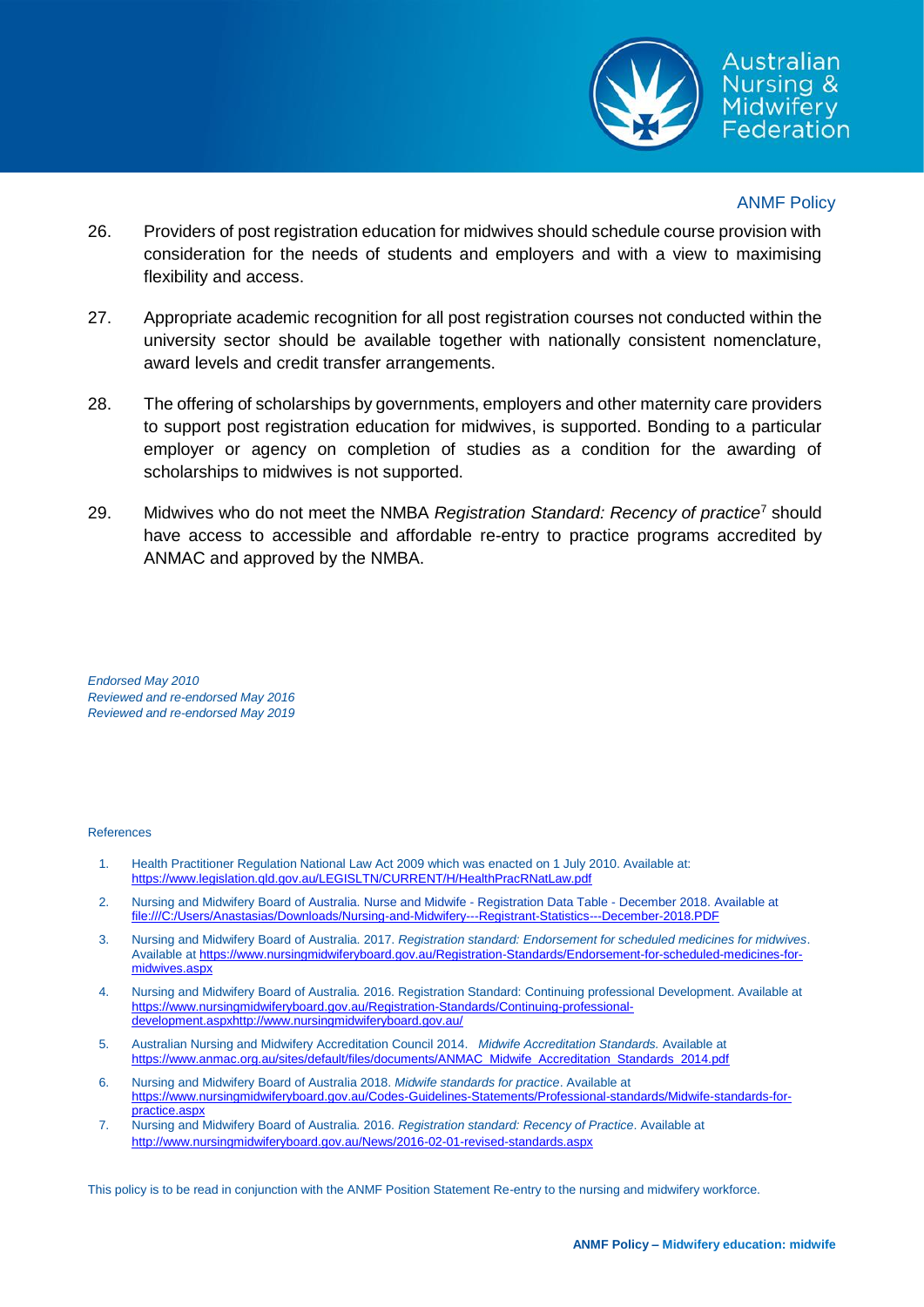26. Providers of post registration education for midwives should schedule course provision with consideration for the needs of students and employers and with a view to maximising flexibility and access.

27. Appropriate academic recognition for all post registration courses not conducted within the university sector should be available together with nationally consistent nomenclature, award levels and credit transfer arrangements.

28. The offering of scholarships by governments, employers and other maternity care providers to support post registration education for midwives, is supported. Bonding to a particular employer or agency on completion of studies as a condition for the awarding of scholarships to midwives is not supported.

29. Midwives who do not meet the NMBA *Registration Standard: Recency of practice*[7] should have access to accessible and affordable re-entry to practice programs accredited by ANMAC and approved by the NMBA.

*Endorsed May 2010*
*Reviewed and re-endorsed May 2016*
*Reviewed and re-endorsed May 2019*

References

1. Health Practitioner Regulation National Law Act 2009 which was enacted on 1 July 2010. Available at: https://www.legislation.qld.gov.au/LEGISLTN/CURRENT/H/HealthPracRNatLaw.pdf
2. Nursing and Midwifery Board of Australia. Nurse and Midwife - Registration Data Table - December 2018. Available at file:///C:/Users/Anastasias/Downloads/Nursing-and-Midwifery---Registrant-Statistics---December-2018.PDF
3. Nursing and Midwifery Board of Australia. 2017. *Registration standard: Endorsement for scheduled medicines for midwives*. Available at https://www.nursingmidwiferyboard.gov.au/Registration-Standards/Endorsement-for-scheduled-medicines-for-midwives.aspx
4. Nursing and Midwifery Board of Australia. 2016. Registration Standard: Continuing professional Development. Available at https://www.nursingmidwiferyboard.gov.au/Registration-Standards/Continuing-professional-development.aspxhttp://www.nursingmidwiferyboard.gov.au/
5. Australian Nursing and Midwifery Accreditation Council 2014. *Midwife Accreditation Standards.* Available at https://www.anmac.org.au/sites/default/files/documents/ANMAC_Midwife_Accreditation_Standards_2014.pdf
6. Nursing and Midwifery Board of Australia 2018. *Midwife standards for practice*. Available at https://www.nursingmidwiferyboard.gov.au/Codes-Guidelines-Statements/Professional-standards/Midwife-standards-for-practice.aspx
7. Nursing and Midwifery Board of Australia. 2016. *Registration standard: Recency of Practice*. Available at http://www.nursingmidwiferyboard.gov.au/News/2016-02-01-revised-standards.aspx

This policy is to be read in conjunction with the ANMF Position Statement Re-entry to the nursing and midwifery workforce.